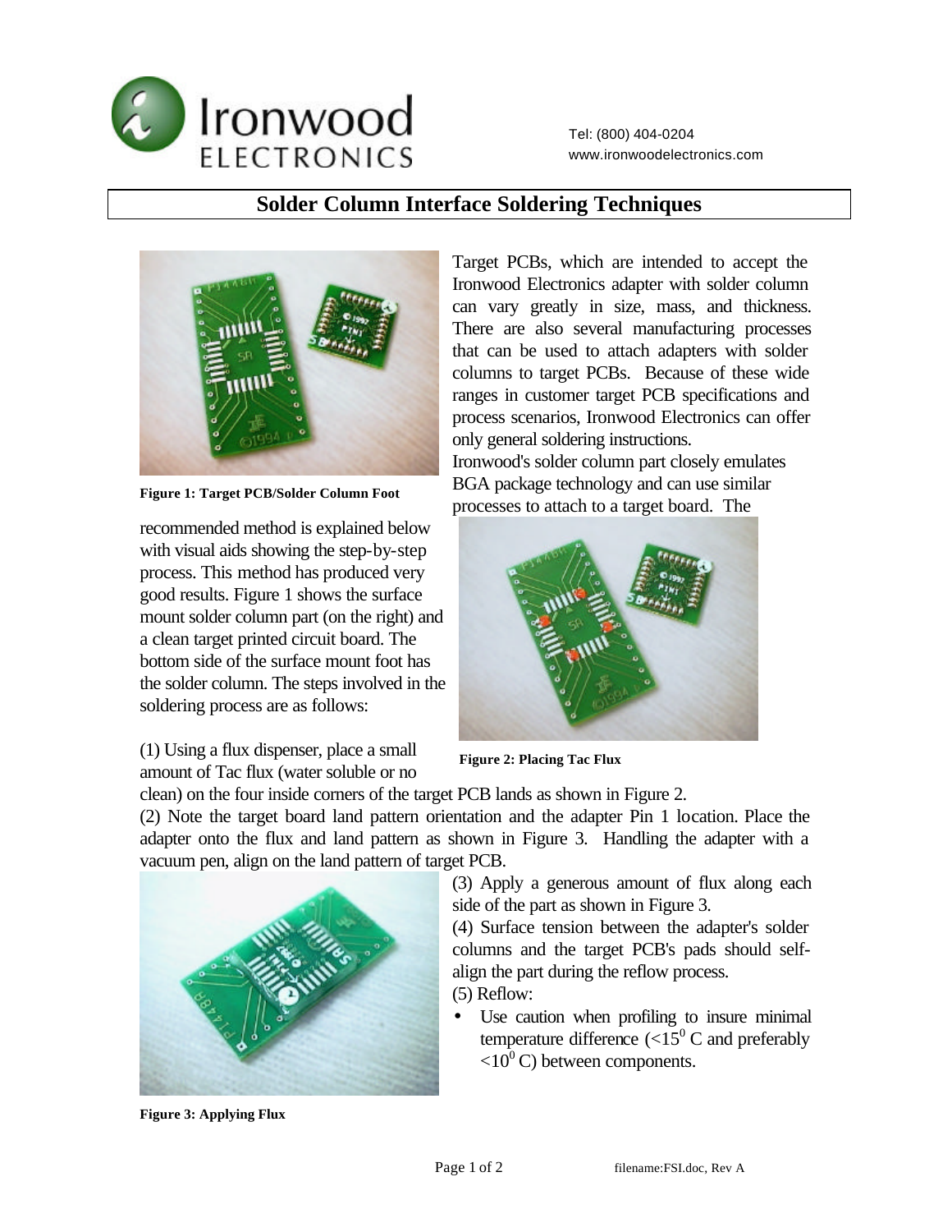Ironwood ELECTRONICS

Tel: (800) 404-0204
www.ironwoodelectronics.com

# Solder Column Interface Soldering Techniques

Target PCBs, which are intended to accept the Ironwood Electronics adapter with solder column can vary greatly in size, mass, and thickness. There are also several manufacturing processes that can be used to attach adapters with solder columns to target PCBs. Because of these wide ranges in customer target PCB specifications and process scenarios, Ironwood Electronics can offer only general soldering instructions.

Ironwood's solder column part closely emulates BGA package technology and can use similar processes to attach to a target board. The recommended method is explained below with visual aids showing the step-by-step process. This method has produced very good results. Figure 1 shows the surface mount solder column part (on the right) and a clean target printed circuit board. The bottom side of the surface mount foot has the solder column. The steps involved in the soldering process are as follows:

**Figure 1: Target PCB/Solder Column Foot**

(1) Using a flux dispenser, place a small amount of Tac flux (water soluble or no clean) on the four inside corners of the target PCB lands as shown in Figure 2.

**Figure 2: Placing Tac Flux**

(2) Note the target board land pattern orientation and the adapter Pin 1 location. Place the adapter onto the flux and land pattern as shown in Figure 3. Handling the adapter with a vacuum pen, align on the land pattern of target PCB.

(3) Apply a generous amount of flux along each side of the part as shown in Figure 3.

(4) Surface tension between the adapter's solder columns and the target PCB's pads should self-align the part during the reflow process.

(5) Reflow:

- Use caution when profiling to insure minimal temperature difference ($<15^0$ C and preferably $<10^0$ C) between components.

**Figure 3: Applying Flux**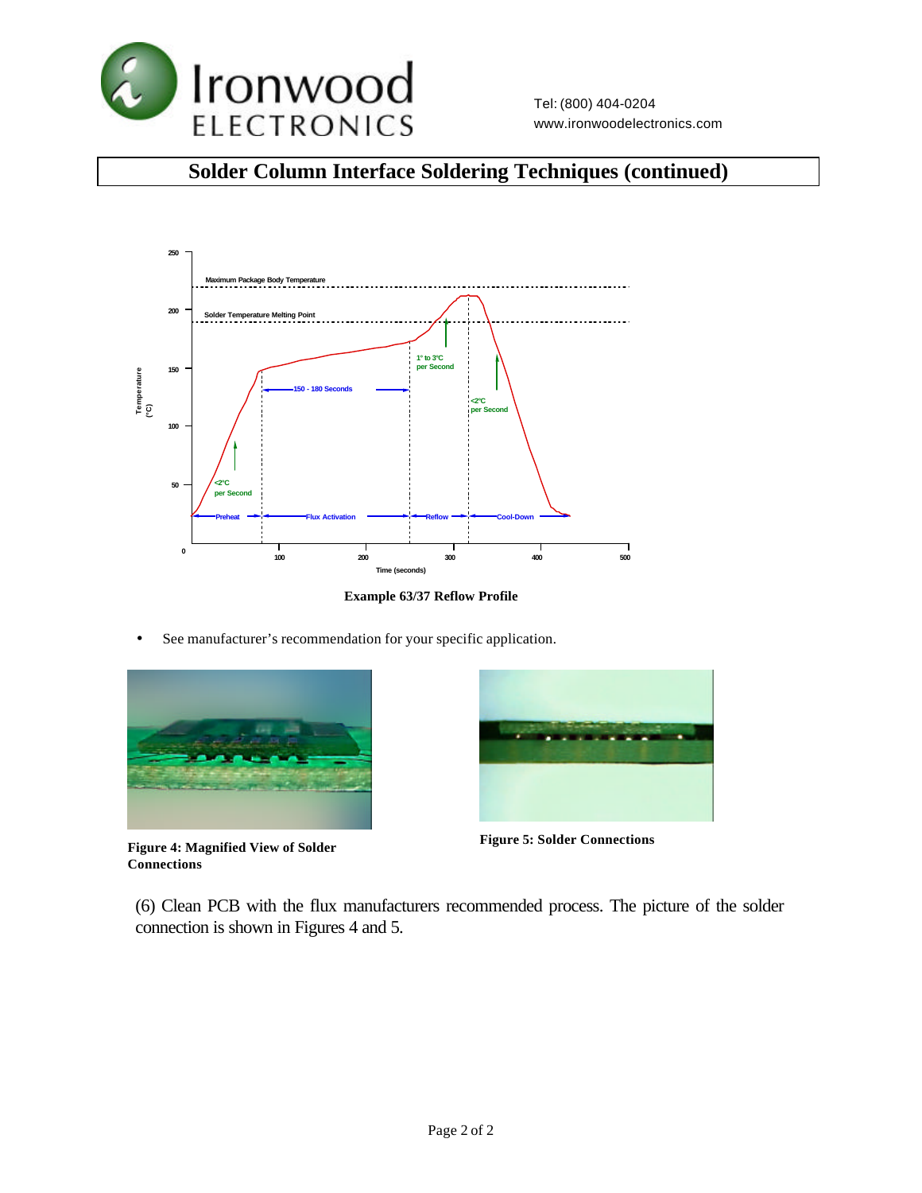Tel: (800) 404-0204
www.ironwoodelectronics.com

## Solder Column Interface Soldering Techniques (continued)

Maximum Package Body Temperature
Solder Temperature Melting Point
250
200
150
100
50
0
Temperature (°C)
1° to 3°C per Second
150 - 180 Seconds
<2°C per Second
<2°C per Second
Preheat
Flux Activation
Reflow
Cool-Down
100
200
300
400
500
Time (seconds)

**Example 63/37 Reflow Profile**

- See manufacturer's recommendation for your specific application.

**Figure 4: Magnified View of Solder Connections**

**Figure 5: Solder Connections**

(6) Clean PCB with the flux manufacturers recommended process. The picture of the solder connection is shown in Figures 4 and 5.